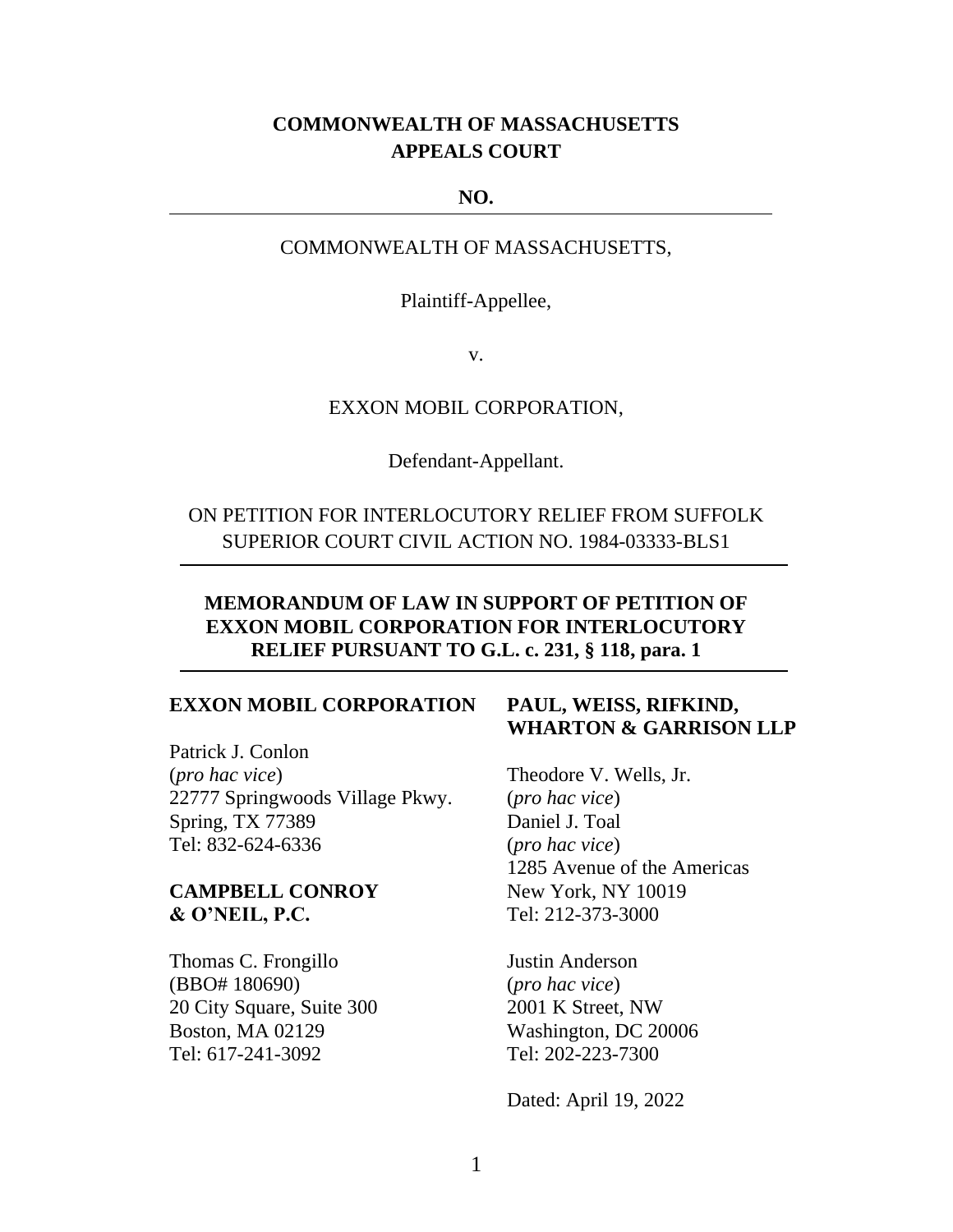**COMMONWEALTH OF MASSACHUSETTS**
**APPEALS COURT**

**NO.**

---

COMMONWEALTH OF MASSACHUSETTS,

Plaintiff-Appellee,

v.

EXXON MOBIL CORPORATION,

Defendant-Appellant.

ON PETITION FOR INTERLOCUTORY RELIEF FROM SUFFOLK SUPERIOR COURT CIVIL ACTION NO. 1984-03333-BLS1

---

**MEMORANDUM OF LAW IN SUPPORT OF PETITION OF EXXON MOBIL CORPORATION FOR INTERLOCUTORY RELIEF PURSUANT TO G.L. c. 231, § 118, para. 1**

---

**EXXON MOBIL CORPORATION**

Patrick J. Conlon
(*pro hac vice*)
22777 Springwoods Village Pkwy.
Spring, TX 77389
Tel: 832-624-6336

**CAMPBELL CONROY & O'NEIL, P.C.**

Thomas C. Frongillo
(BBO# 180690)
20 City Square, Suite 300
Boston, MA 02129
Tel: 617-241-3092

**PAUL, WEISS, RIFKIND, WHARTON & GARRISON LLP**

Theodore V. Wells, Jr.
(*pro hac vice*)
Daniel J. Toal
(*pro hac vice*)
1285 Avenue of the Americas
New York, NY 10019
Tel: 212-373-3000

Justin Anderson
(*pro hac vice*)
2001 K Street, NW
Washington, DC 20006
Tel: 202-223-7300

Dated: April 19, 2022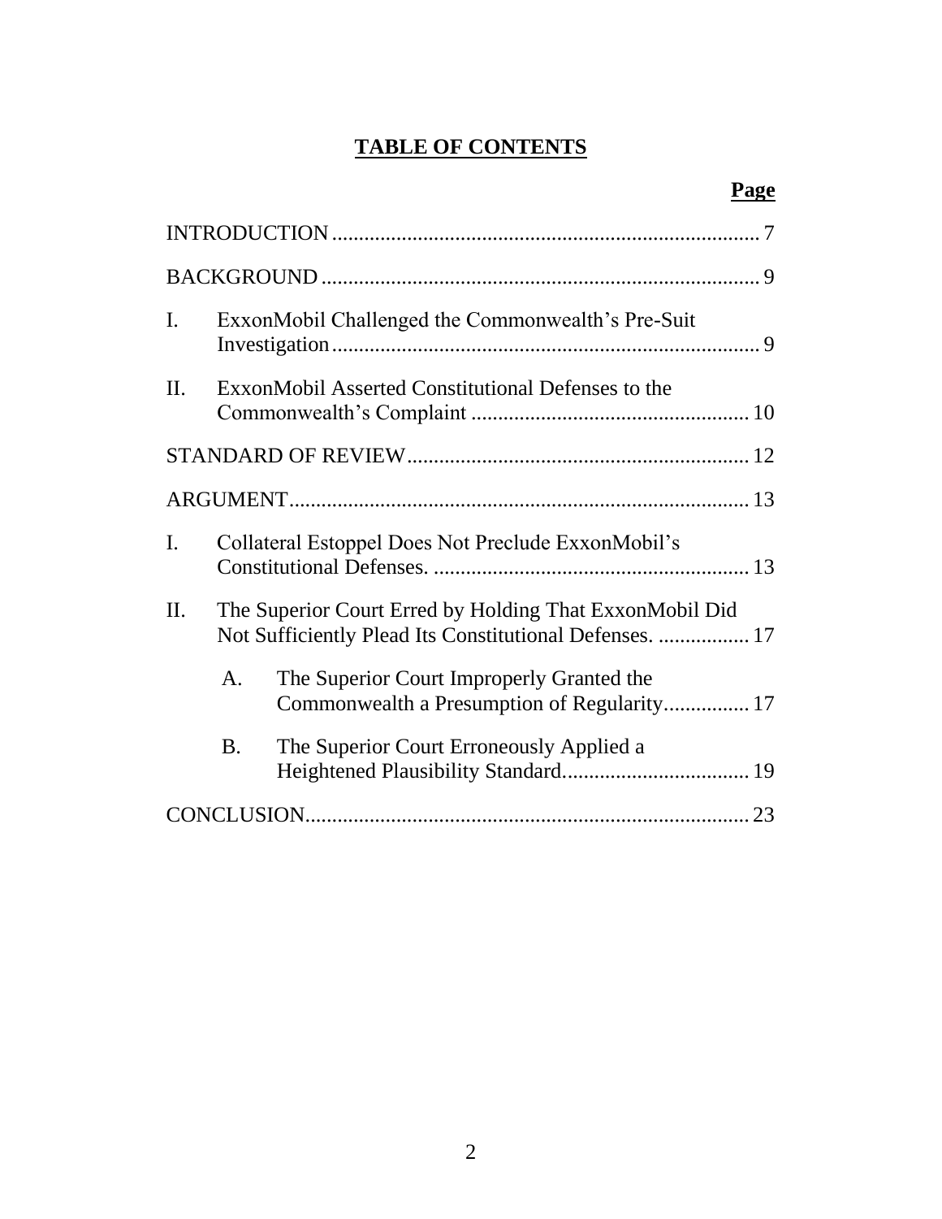# TABLE OF CONTENTS

| | Page |
|---|---|
| INTRODUCTION | 7 |
| BACKGROUND | 9 |
| I. ExxonMobil Challenged the Commonwealth's Pre-Suit Investigation | 9 |
| II. ExxonMobil Asserted Constitutional Defenses to the Commonwealth's Complaint | 10 |
| STANDARD OF REVIEW | 12 |
| ARGUMENT | 13 |
| I. Collateral Estoppel Does Not Preclude ExxonMobil's Constitutional Defenses. | 13 |
| II. The Superior Court Erred by Holding That ExxonMobil Did Not Sufficiently Plead Its Constitutional Defenses. | 17 |
| A. The Superior Court Improperly Granted the Commonwealth a Presumption of Regularity | 17 |
| B. The Superior Court Erroneously Applied a Heightened Plausibility Standard | 19 |
| CONCLUSION | 23 |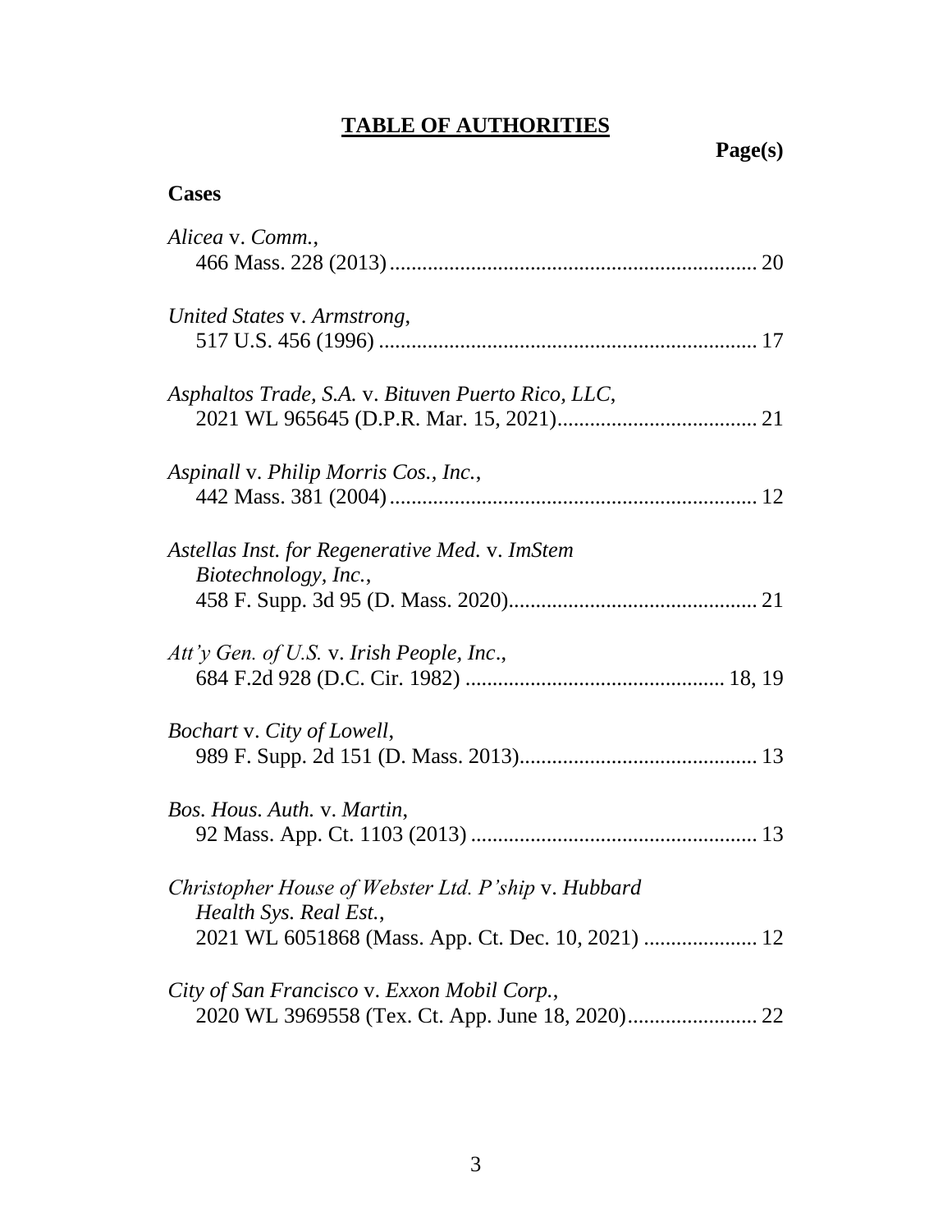# **TABLE OF AUTHORITIES**

**Page(s)**

## **Cases**

*Alicea* v. *Comm.*,
466 Mass. 228 (2013) .................................................................... 20

*United States* v. *Armstrong*,
517 U.S. 456 (1996) ...................................................................... 17

*Asphaltos Trade, S.A.* v. *Bituven Puerto Rico, LLC*,
2021 WL 965645 (D.P.R. Mar. 15, 2021)...................................... 21

*Aspinall* v. *Philip Morris Cos., Inc.*,
442 Mass. 381 (2004) .................................................................... 12

*Astellas Inst. for Regenerative Med.* v. *ImStem Biotechnology, Inc.*,
458 F. Supp. 3d 95 (D. Mass. 2020).............................................. 21

*Att'y Gen. of U.S.* v. *Irish People, Inc.*,
684 F.2d 928 (D.C. Cir. 1982) ................................................ 18, 19

*Bochart* v. *City of Lowell*,
989 F. Supp. 2d 151 (D. Mass. 2013)............................................ 13

*Bos. Hous. Auth.* v. *Martin*,
92 Mass. App. Ct. 1103 (2013) ..................................................... 13

*Christopher House of Webster Ltd. P'ship* v. *Hubbard Health Sys. Real Est.*,
2021 WL 6051868 (Mass. App. Ct. Dec. 10, 2021) ..................... 12

*City of San Francisco* v. *Exxon Mobil Corp.*,
2020 WL 3969558 (Tex. Ct. App. June 18, 2020)........................ 22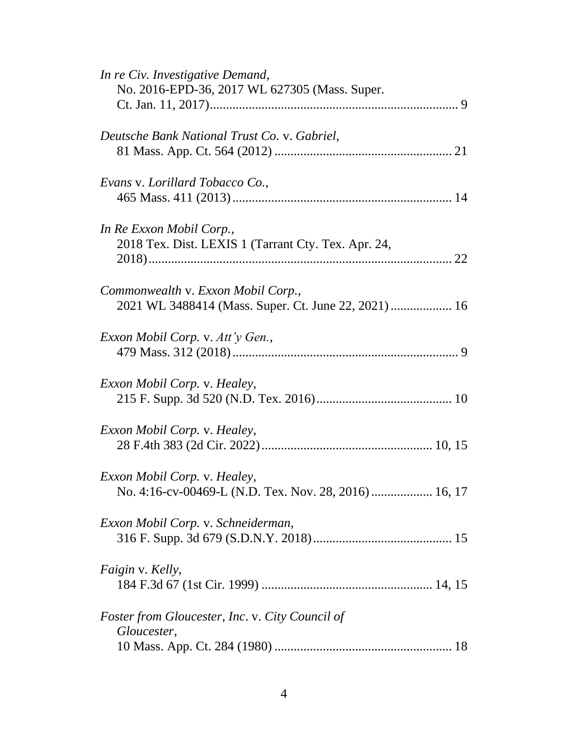*In re Civ. Investigative Demand*,
No. 2016-EPD-36, 2017 WL 627305 (Mass. Super. Ct. Jan. 11, 2017) ............................................................................ 9

*Deutsche Bank National Trust Co.* v. *Gabriel*,
81 Mass. App. Ct. 564 (2012) ...................................................... 21

*Evans* v. *Lorillard Tobacco Co.*,
465 Mass. 411 (2013) ................................................................... 14

*In Re Exxon Mobil Corp.*,
2018 Tex. Dist. LEXIS 1 (Tarrant Cty. Tex. Apr. 24, 2018) ............................................................................................ 22

*Commonwealth* v. *Exxon Mobil Corp.*,
2021 WL 3488414 (Mass. Super. Ct. June 22, 2021) .................. 16

*Exxon Mobil Corp.* v. *Att'y Gen.*,
479 Mass. 312 (2018) ..................................................................... 9

*Exxon Mobil Corp.* v. *Healey*,
215 F. Supp. 3d 520 (N.D. Tex. 2016) ......................................... 10

*Exxon Mobil Corp.* v. *Healey*,
28 F.4th 383 (2d Cir. 2022) .................................................... 10, 15

*Exxon Mobil Corp.* v. *Healey*,
No. 4:16-cv-00469-L (N.D. Tex. Nov. 28, 2016) .................. 16, 17

*Exxon Mobil Corp.* v. *Schneiderman*,
316 F. Supp. 3d 679 (S.D.N.Y. 2018) .......................................... 15

*Faigin* v. *Kelly*,
184 F.3d 67 (1st Cir. 1999) .................................................... 14, 15

*Foster from Gloucester, Inc*. v. *City Council of Gloucester*,
10 Mass. App. Ct. 284 (1980) ...................................................... 18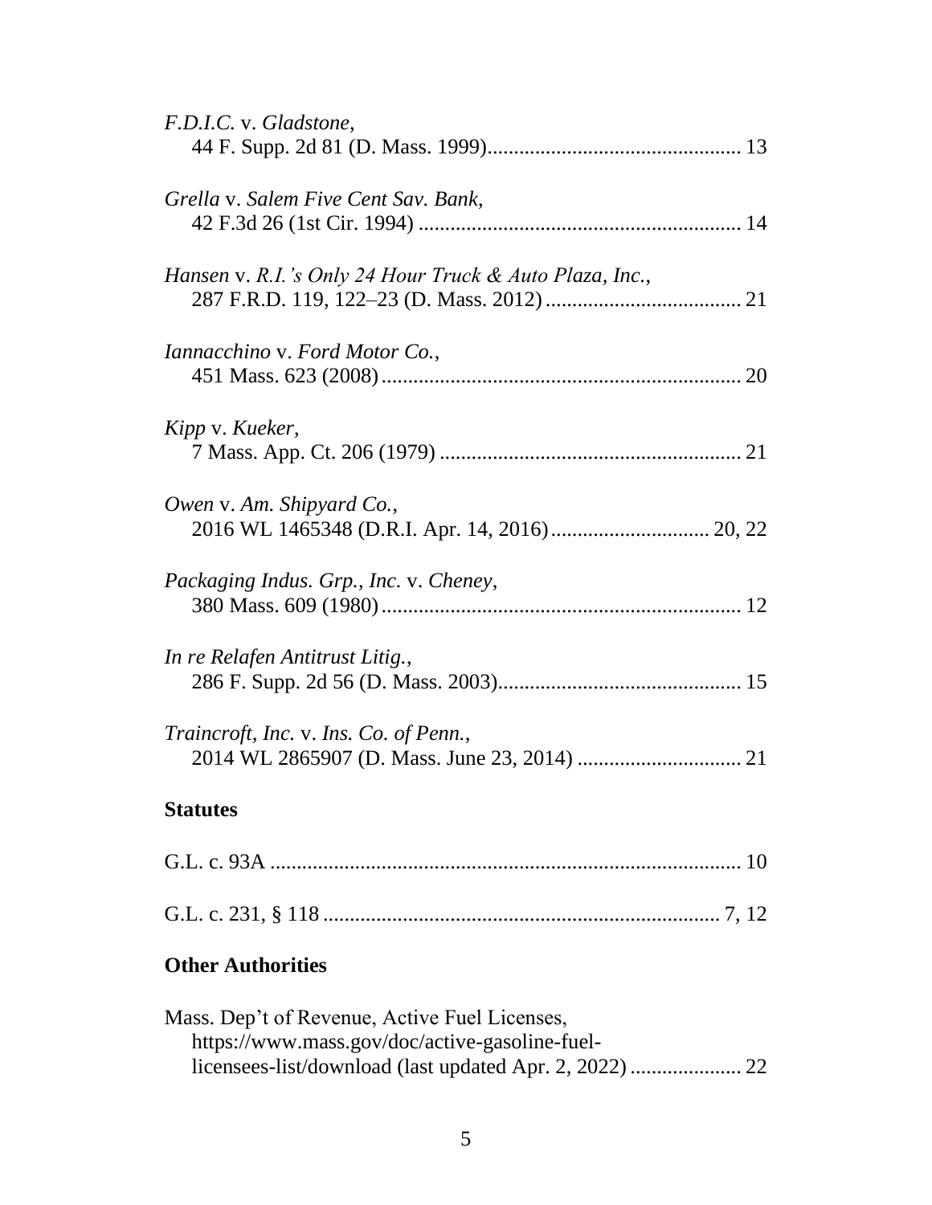*F.D.I.C.* v. *Gladstone*,
44 F. Supp. 2d 81 (D. Mass. 1999)................................................ 13

*Grella* v. *Salem Five Cent Sav. Bank*,
42 F.3d 26 (1st Cir. 1994) ............................................................ 14

*Hansen* v. *R.I.'s Only 24 Hour Truck & Auto Plaza, Inc.*,
287 F.R.D. 119, 122–23 (D. Mass. 2012) ..................................... 21

*Iannacchino* v. *Ford Motor Co.*,
451 Mass. 623 (2008) .................................................................... 20

*Kipp* v. *Kueker*,
7 Mass. App. Ct. 206 (1979) ......................................................... 21

*Owen* v. *Am. Shipyard Co.*,
2016 WL 1465348 (D.R.I. Apr. 14, 2016) .............................. 20, 22

*Packaging Indus. Grp., Inc.* v. *Cheney*,
380 Mass. 609 (1980) .................................................................... 12

*In re Relafen Antitrust Litig.*,
286 F. Supp. 2d 56 (D. Mass. 2003).............................................. 15

*Traincroft, Inc.* v. *Ins. Co. of Penn.*,
2014 WL 2865907 (D. Mass. June 23, 2014) ............................... 21

**Statutes**

G.L. c. 93A ......................................................................................... 10

G.L. c. 231, § 118 ........................................................................... 7, 12

**Other Authorities**

Mass. Dep't of Revenue, Active Fuel Licenses,
https://www.mass.gov/doc/active-gasoline-fuel-licensees-list/download (last updated Apr. 2, 2022) ..................... 22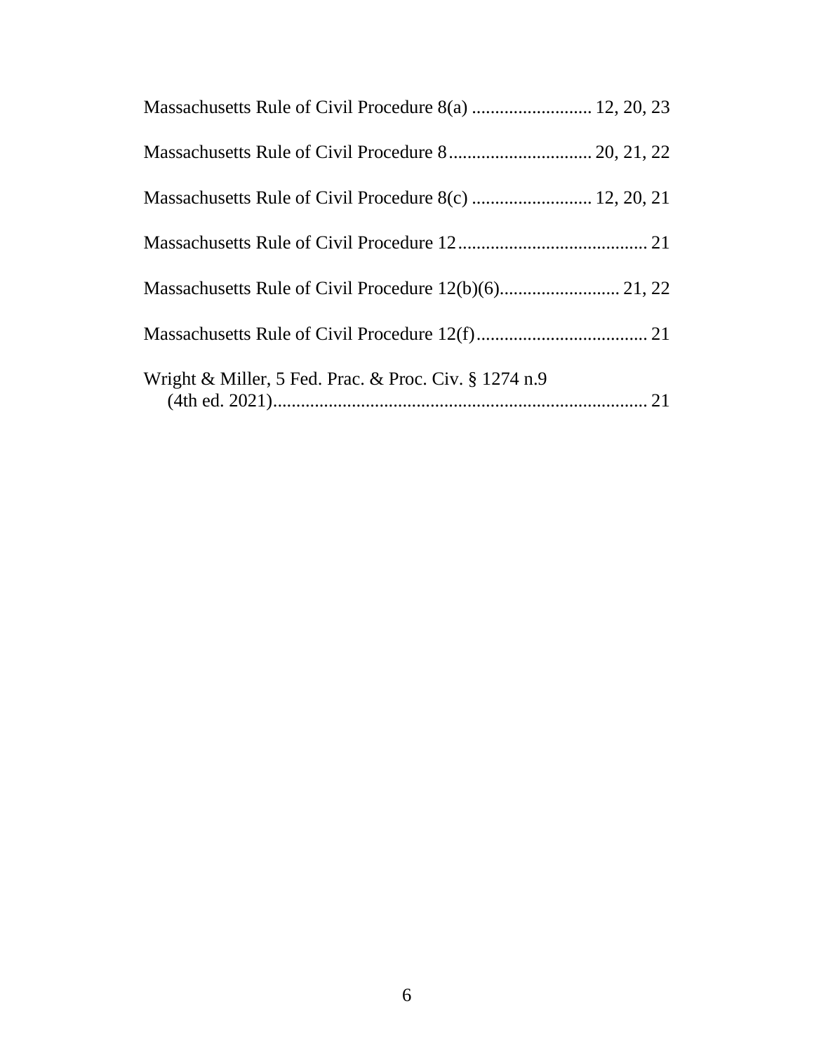Massachusetts Rule of Civil Procedure 8(a) .......................... 12, 20, 23

Massachusetts Rule of Civil Procedure 8............................... 20, 21, 22

Massachusetts Rule of Civil Procedure 8(c) .......................... 12, 20, 21

Massachusetts Rule of Civil Procedure 12......................................... 21

Massachusetts Rule of Civil Procedure 12(b)(6).......................... 21, 22

Massachusetts Rule of Civil Procedure 12(f)..................................... 21

Wright & Miller, 5 Fed. Prac. & Proc. Civ. § 1274 n.9
(4th ed. 2021)................................................................................. 21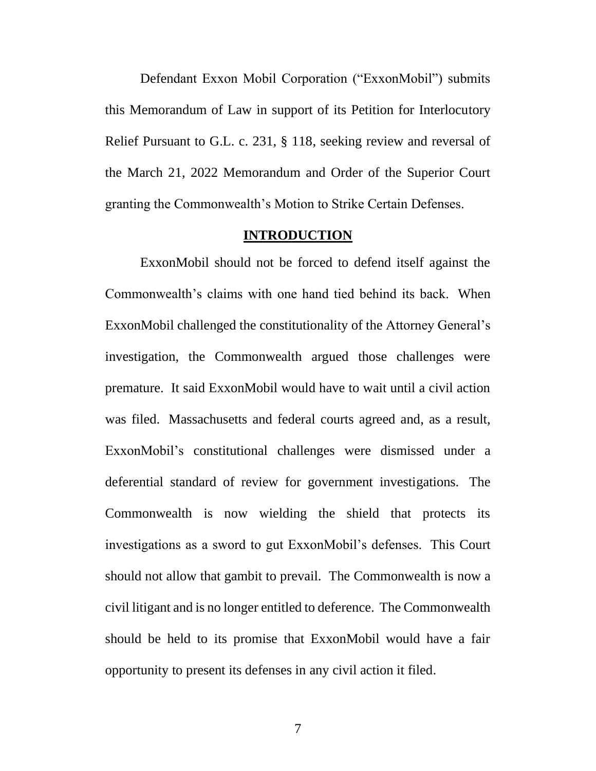Defendant Exxon Mobil Corporation ("ExxonMobil") submits this Memorandum of Law in support of its Petition for Interlocutory Relief Pursuant to G.L. c. 231, § 118, seeking review and reversal of the March 21, 2022 Memorandum and Order of the Superior Court granting the Commonwealth's Motion to Strike Certain Defenses.

## INTRODUCTION

ExxonMobil should not be forced to defend itself against the Commonwealth's claims with one hand tied behind its back. When ExxonMobil challenged the constitutionality of the Attorney General's investigation, the Commonwealth argued those challenges were premature. It said ExxonMobil would have to wait until a civil action was filed. Massachusetts and federal courts agreed and, as a result, ExxonMobil's constitutional challenges were dismissed under a deferential standard of review for government investigations. The Commonwealth is now wielding the shield that protects its investigations as a sword to gut ExxonMobil's defenses. This Court should not allow that gambit to prevail. The Commonwealth is now a civil litigant and is no longer entitled to deference. The Commonwealth should be held to its promise that ExxonMobil would have a fair opportunity to present its defenses in any civil action it filed.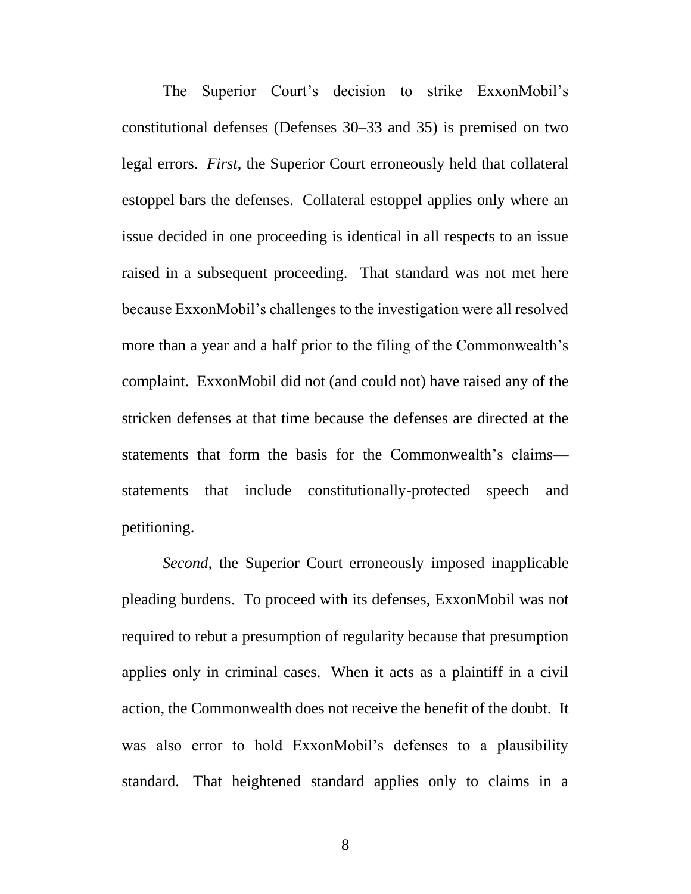The Superior Court's decision to strike ExxonMobil's constitutional defenses (Defenses 30–33 and 35) is premised on two legal errors. *First*, the Superior Court erroneously held that collateral estoppel bars the defenses. Collateral estoppel applies only where an issue decided in one proceeding is identical in all respects to an issue raised in a subsequent proceeding. That standard was not met here because ExxonMobil's challenges to the investigation were all resolved more than a year and a half prior to the filing of the Commonwealth's complaint. ExxonMobil did not (and could not) have raised any of the stricken defenses at that time because the defenses are directed at the statements that form the basis for the Commonwealth's claims—statements that include constitutionally-protected speech and petitioning.

*Second*, the Superior Court erroneously imposed inapplicable pleading burdens. To proceed with its defenses, ExxonMobil was not required to rebut a presumption of regularity because that presumption applies only in criminal cases. When it acts as a plaintiff in a civil action, the Commonwealth does not receive the benefit of the doubt. It was also error to hold ExxonMobil's defenses to a plausibility standard. That heightened standard applies only to claims in a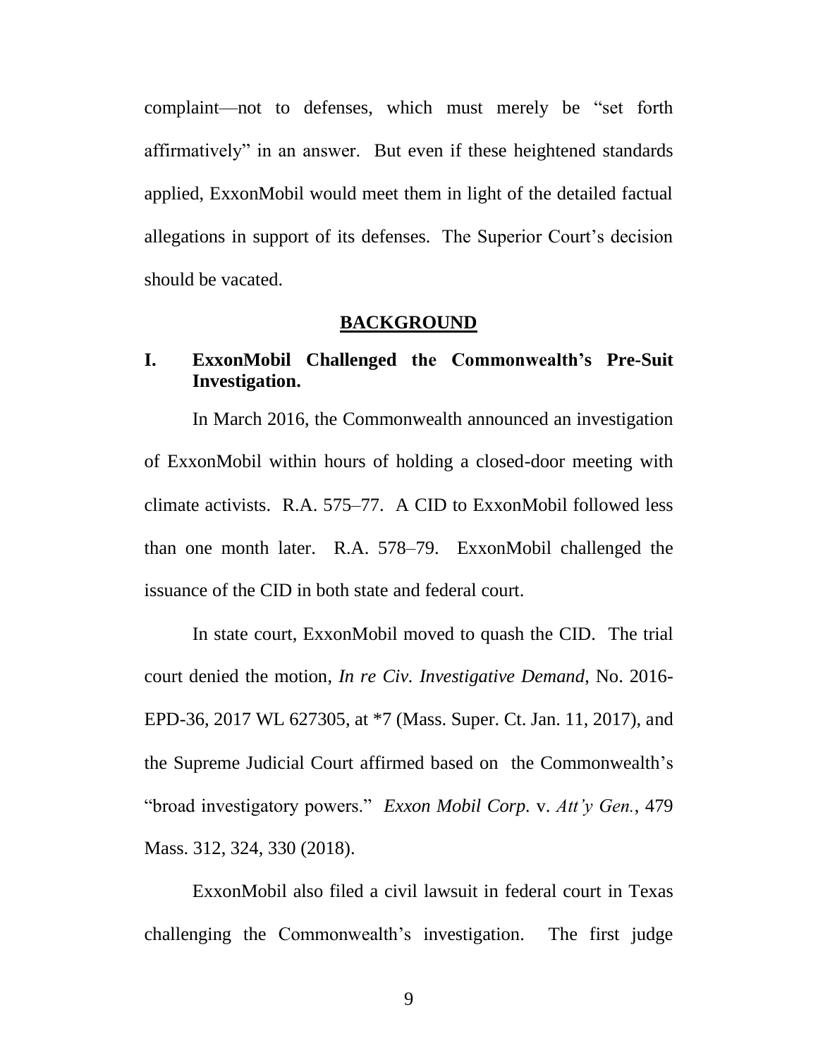complaint—not to defenses, which must merely be "set forth affirmatively" in an answer. But even if these heightened standards applied, ExxonMobil would meet them in light of the detailed factual allegations in support of its defenses. The Superior Court's decision should be vacated.

## **BACKGROUND**

### I. ExxonMobil Challenged the Commonwealth's Pre-Suit Investigation.

In March 2016, the Commonwealth announced an investigation of ExxonMobil within hours of holding a closed-door meeting with climate activists. R.A. 575–77. A CID to ExxonMobil followed less than one month later. R.A. 578–79. ExxonMobil challenged the issuance of the CID in both state and federal court.

In state court, ExxonMobil moved to quash the CID. The trial court denied the motion, *In re Civ. Investigative Demand*, No. 2016-EPD-36, 2017 WL 627305, at *7 (Mass. Super. Ct. Jan. 11, 2017), and the Supreme Judicial Court affirmed based on the Commonwealth's "broad investigatory powers." *Exxon Mobil Corp.* v. *Att'y Gen.*, 479 Mass. 312, 324, 330 (2018).

ExxonMobil also filed a civil lawsuit in federal court in Texas challenging the Commonwealth's investigation. The first judge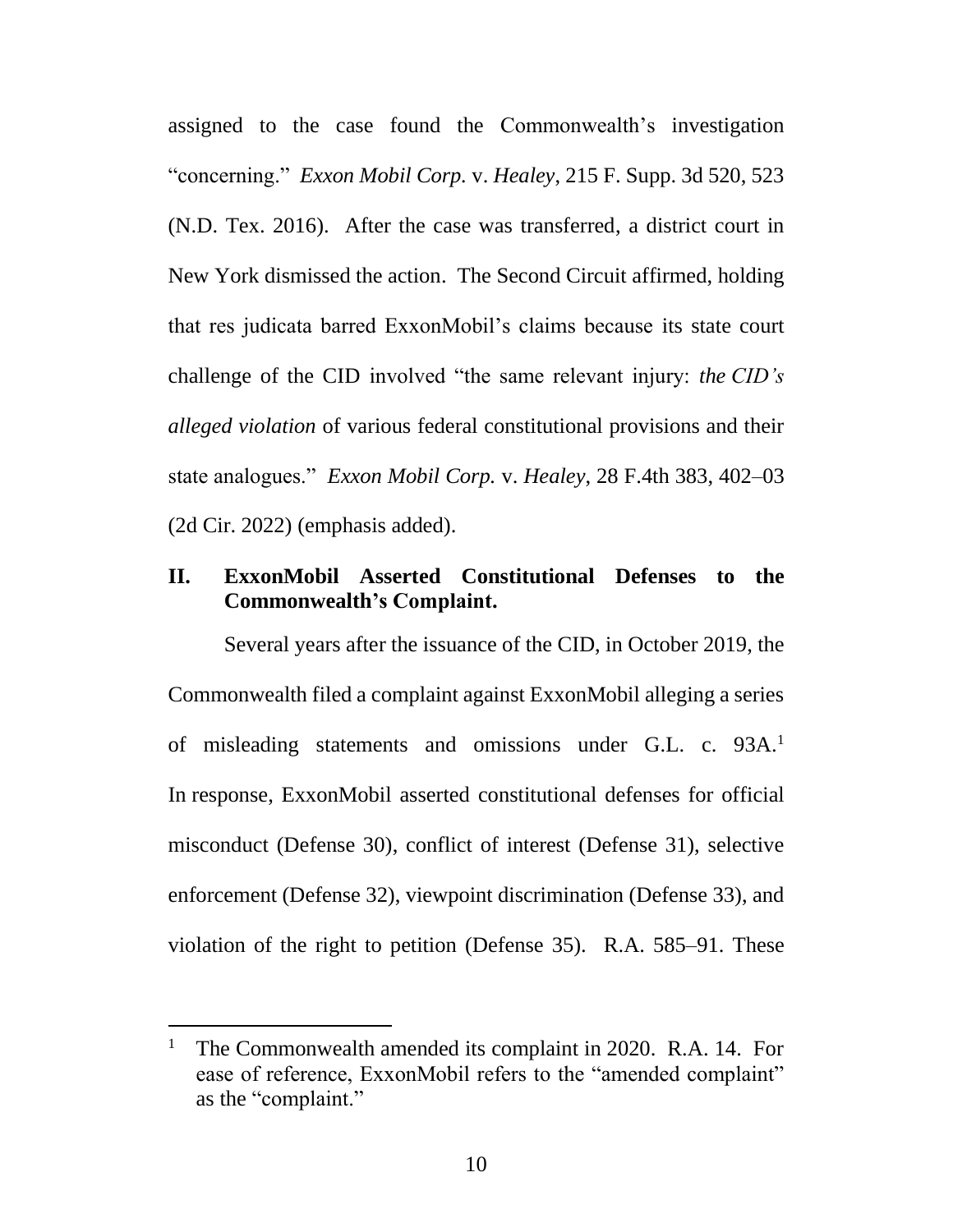assigned to the case found the Commonwealth's investigation "concerning." *Exxon Mobil Corp.* v. *Healey*, 215 F. Supp. 3d 520, 523 (N.D. Tex. 2016). After the case was transferred, a district court in New York dismissed the action. The Second Circuit affirmed, holding that res judicata barred ExxonMobil's claims because its state court challenge of the CID involved "the same relevant injury: *the CID's alleged violation* of various federal constitutional provisions and their state analogues." *Exxon Mobil Corp.* v. *Healey*, 28 F.4th 383, 402–03 (2d Cir. 2022) (emphasis added).

## II. ExxonMobil Asserted Constitutional Defenses to the Commonwealth's Complaint.

Several years after the issuance of the CID, in October 2019, the Commonwealth filed a complaint against ExxonMobil alleging a series of misleading statements and omissions under G.L. c. 93A.[1] In response, ExxonMobil asserted constitutional defenses for official misconduct (Defense 30), conflict of interest (Defense 31), selective enforcement (Defense 32), viewpoint discrimination (Defense 33), and violation of the right to petition (Defense 35). R.A. 585–91. These

[1] The Commonwealth amended its complaint in 2020. R.A. 14. For ease of reference, ExxonMobil refers to the "amended complaint" as the "complaint."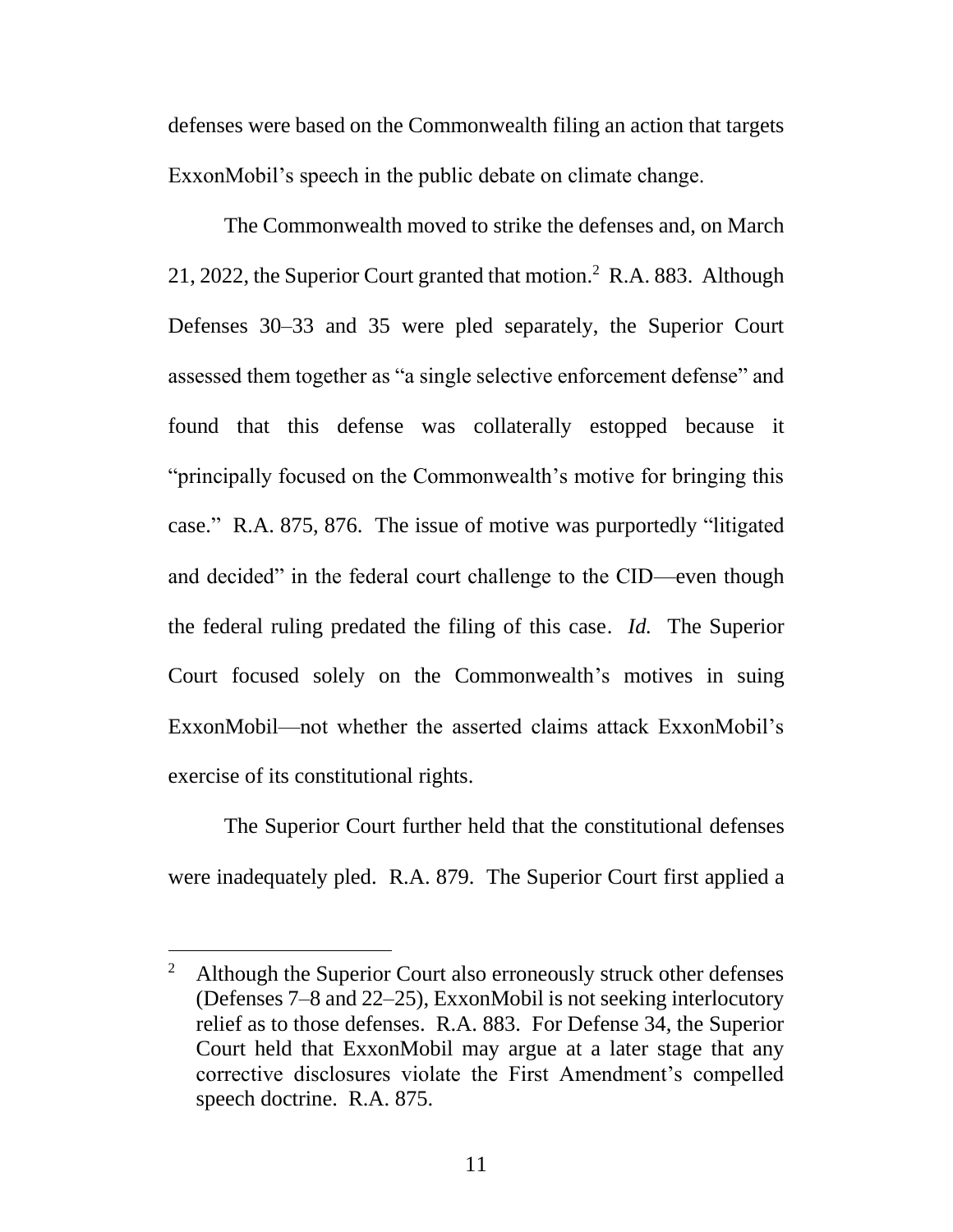defenses were based on the Commonwealth filing an action that targets ExxonMobil's speech in the public debate on climate change.

The Commonwealth moved to strike the defenses and, on March 21, 2022, the Superior Court granted that motion.[2] R.A. 883. Although Defenses 30–33 and 35 were pled separately, the Superior Court assessed them together as "a single selective enforcement defense" and found that this defense was collaterally estopped because it "principally focused on the Commonwealth's motive for bringing this case." R.A. 875, 876. The issue of motive was purportedly "litigated and decided" in the federal court challenge to the CID—even though the federal ruling predated the filing of this case. *Id.* The Superior Court focused solely on the Commonwealth's motives in suing ExxonMobil—not whether the asserted claims attack ExxonMobil's exercise of its constitutional rights.

The Superior Court further held that the constitutional defenses were inadequately pled. R.A. 879. The Superior Court first applied a

[2] Although the Superior Court also erroneously struck other defenses (Defenses 7–8 and 22–25), ExxonMobil is not seeking interlocutory relief as to those defenses. R.A. 883. For Defense 34, the Superior Court held that ExxonMobil may argue at a later stage that any corrective disclosures violate the First Amendment's compelled speech doctrine. R.A. 875.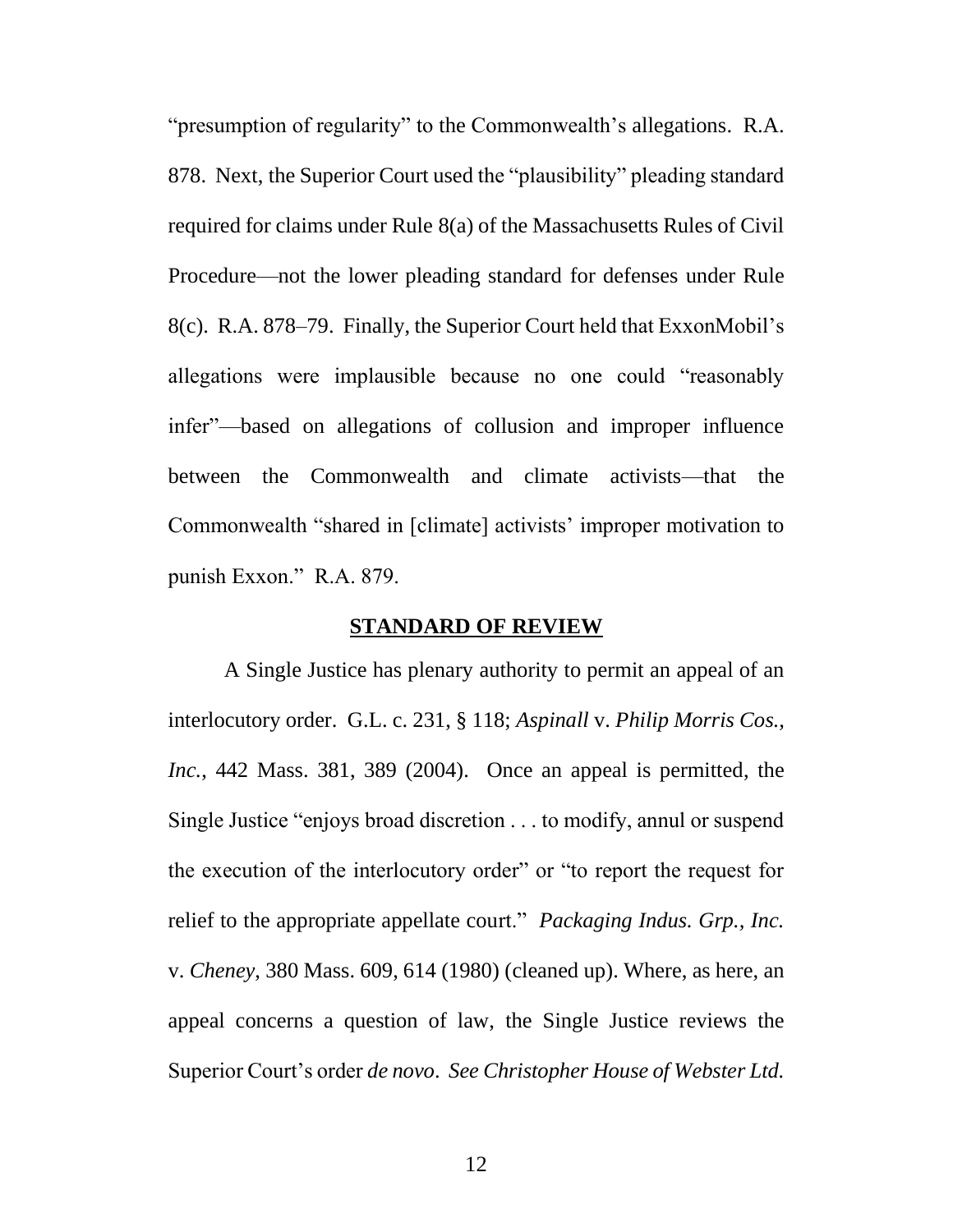"presumption of regularity" to the Commonwealth's allegations. R.A. 878. Next, the Superior Court used the "plausibility" pleading standard required for claims under Rule 8(a) of the Massachusetts Rules of Civil Procedure—not the lower pleading standard for defenses under Rule 8(c). R.A. 878–79. Finally, the Superior Court held that ExxonMobil's allegations were implausible because no one could "reasonably infer"—based on allegations of collusion and improper influence between the Commonwealth and climate activists—that the Commonwealth "shared in [climate] activists' improper motivation to punish Exxon." R.A. 879.

## STANDARD OF REVIEW

A Single Justice has plenary authority to permit an appeal of an interlocutory order. G.L. c. 231, § 118; *Aspinall* v. *Philip Morris Cos., Inc.*, 442 Mass. 381, 389 (2004). Once an appeal is permitted, the Single Justice "enjoys broad discretion . . . to modify, annul or suspend the execution of the interlocutory order" or "to report the request for relief to the appropriate appellate court." *Packaging Indus. Grp., Inc.* v. *Cheney*, 380 Mass. 609, 614 (1980) (cleaned up). Where, as here, an appeal concerns a question of law, the Single Justice reviews the Superior Court's order *de novo*. *See Christopher House of Webster Ltd.*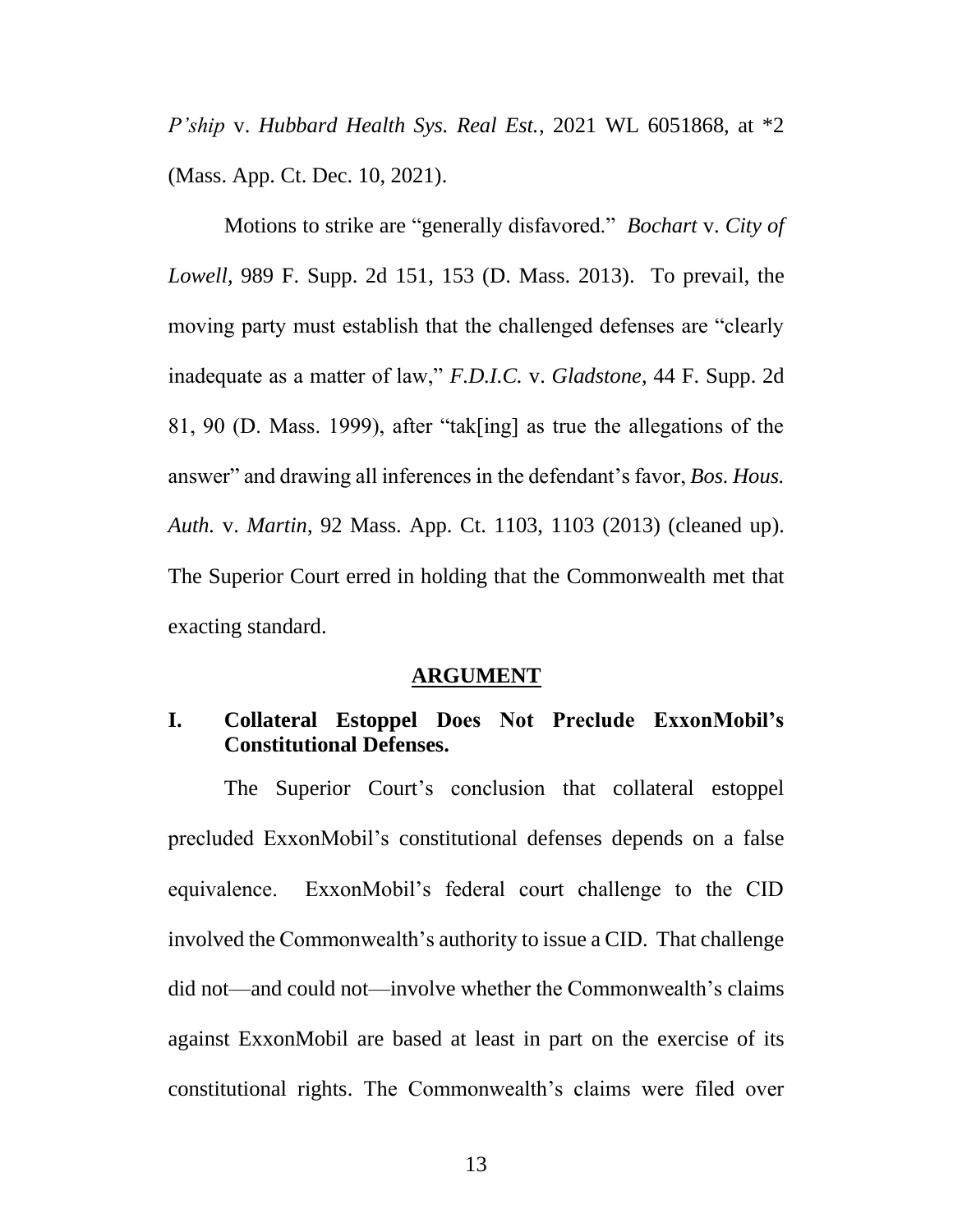*P'ship* v. *Hubbard Health Sys. Real Est.*, 2021 WL 6051868, at *2 (Mass. App. Ct. Dec. 10, 2021).

Motions to strike are "generally disfavored." *Bochart* v. *City of Lowell*, 989 F. Supp. 2d 151, 153 (D. Mass. 2013). To prevail, the moving party must establish that the challenged defenses are "clearly inadequate as a matter of law," *F.D.I.C.* v. *Gladstone*, 44 F. Supp. 2d 81, 90 (D. Mass. 1999), after "tak[ing] as true the allegations of the answer" and drawing all inferences in the defendant's favor, *Bos. Hous. Auth.* v. *Martin*, 92 Mass. App. Ct. 1103, 1103 (2013) (cleaned up). The Superior Court erred in holding that the Commonwealth met that exacting standard.

## ARGUMENT

### I. Collateral Estoppel Does Not Preclude ExxonMobil's Constitutional Defenses.

The Superior Court's conclusion that collateral estoppel precluded ExxonMobil's constitutional defenses depends on a false equivalence. ExxonMobil's federal court challenge to the CID involved the Commonwealth's authority to issue a CID. That challenge did not—and could not—involve whether the Commonwealth's claims against ExxonMobil are based at least in part on the exercise of its constitutional rights. The Commonwealth's claims were filed over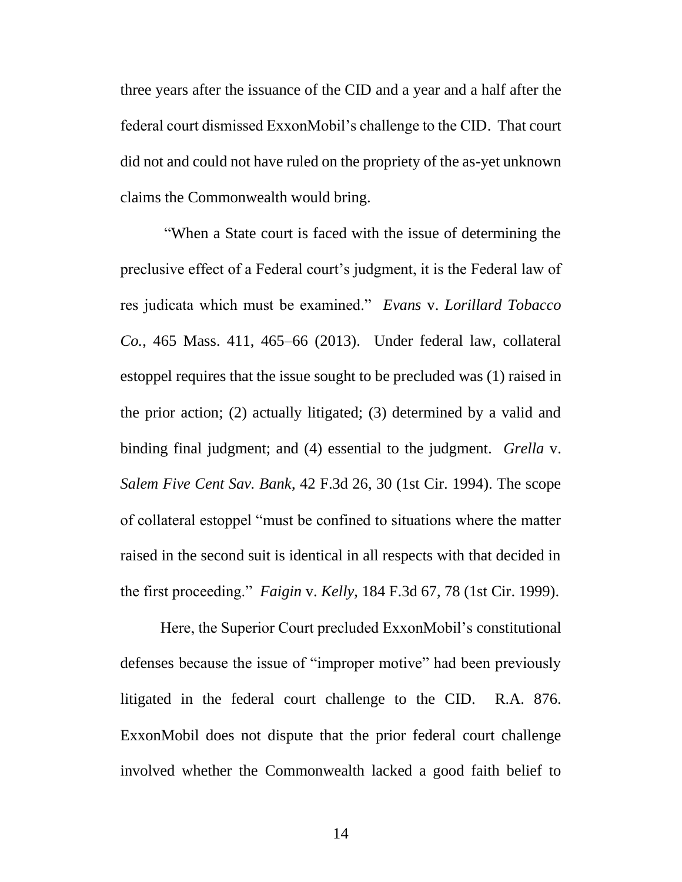three years after the issuance of the CID and a year and a half after the federal court dismissed ExxonMobil's challenge to the CID. That court did not and could not have ruled on the propriety of the as-yet unknown claims the Commonwealth would bring.

"When a State court is faced with the issue of determining the preclusive effect of a Federal court's judgment, it is the Federal law of res judicata which must be examined." *Evans* v. *Lorillard Tobacco Co.*, 465 Mass. 411, 465–66 (2013). Under federal law, collateral estoppel requires that the issue sought to be precluded was (1) raised in the prior action; (2) actually litigated; (3) determined by a valid and binding final judgment; and (4) essential to the judgment. *Grella* v. *Salem Five Cent Sav. Bank*, 42 F.3d 26, 30 (1st Cir. 1994). The scope of collateral estoppel "must be confined to situations where the matter raised in the second suit is identical in all respects with that decided in the first proceeding." *Faigin* v. *Kelly*, 184 F.3d 67, 78 (1st Cir. 1999).

Here, the Superior Court precluded ExxonMobil's constitutional defenses because the issue of "improper motive" had been previously litigated in the federal court challenge to the CID. R.A. 876. ExxonMobil does not dispute that the prior federal court challenge involved whether the Commonwealth lacked a good faith belief to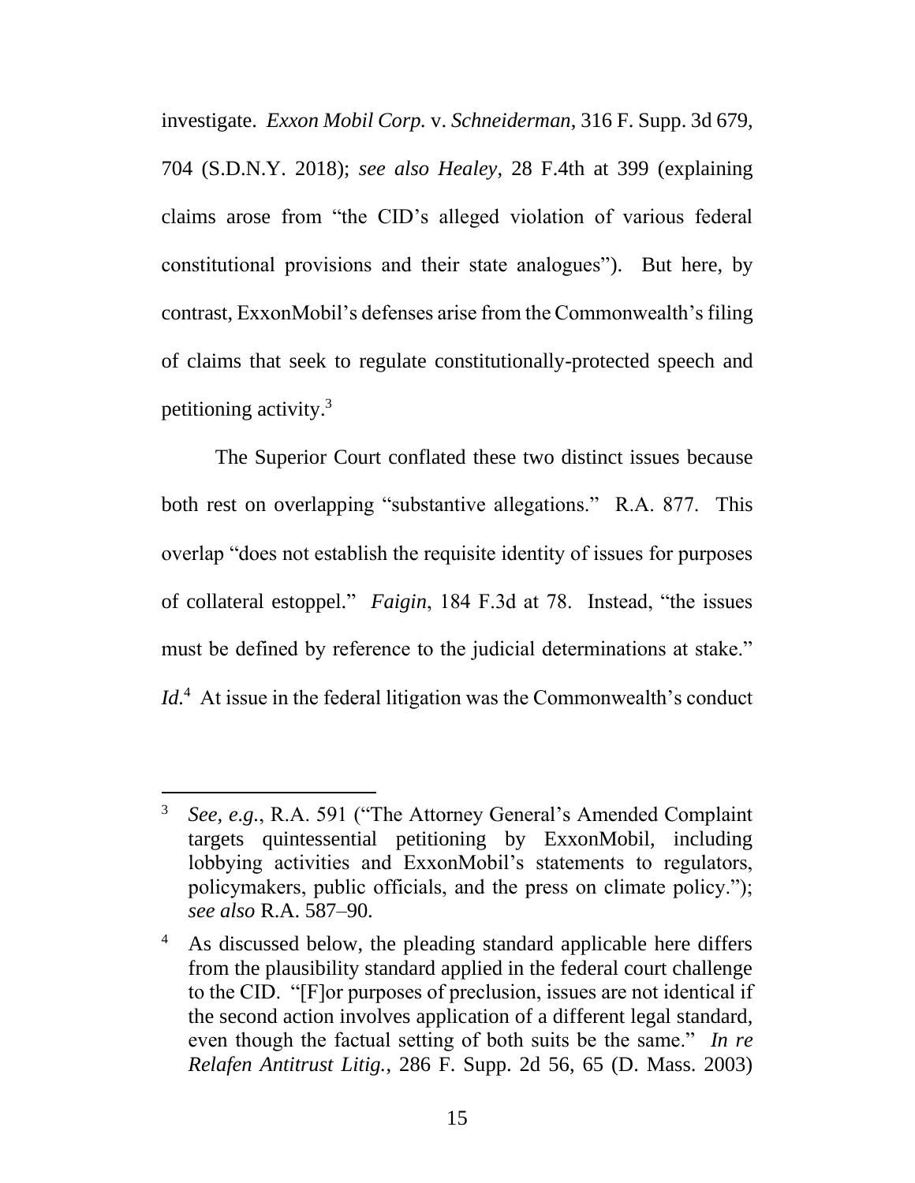investigate. *Exxon Mobil Corp.* v. *Schneiderman*, 316 F. Supp. 3d 679, 704 (S.D.N.Y. 2018); *see also Healey*, 28 F.4th at 399 (explaining claims arose from "the CID's alleged violation of various federal constitutional provisions and their state analogues"). But here, by contrast, ExxonMobil's defenses arise from the Commonwealth's filing of claims that seek to regulate constitutionally-protected speech and petitioning activity.[3]

The Superior Court conflated these two distinct issues because both rest on overlapping "substantive allegations." R.A. 877. This overlap "does not establish the requisite identity of issues for purposes of collateral estoppel." *Faigin*, 184 F.3d at 78. Instead, "the issues must be defined by reference to the judicial determinations at stake." *Id.*[4] At issue in the federal litigation was the Commonwealth's conduct

---

[3] *See, e.g.*, R.A. 591 ("The Attorney General's Amended Complaint targets quintessential petitioning by ExxonMobil, including lobbying activities and ExxonMobil's statements to regulators, policymakers, public officials, and the press on climate policy."); *see also* R.A. 587–90.

[4] As discussed below, the pleading standard applicable here differs from the plausibility standard applied in the federal court challenge to the CID. "[F]or purposes of preclusion, issues are not identical if the second action involves application of a different legal standard, even though the factual setting of both suits be the same." *In re Relafen Antitrust Litig.*, 286 F. Supp. 2d 56, 65 (D. Mass. 2003)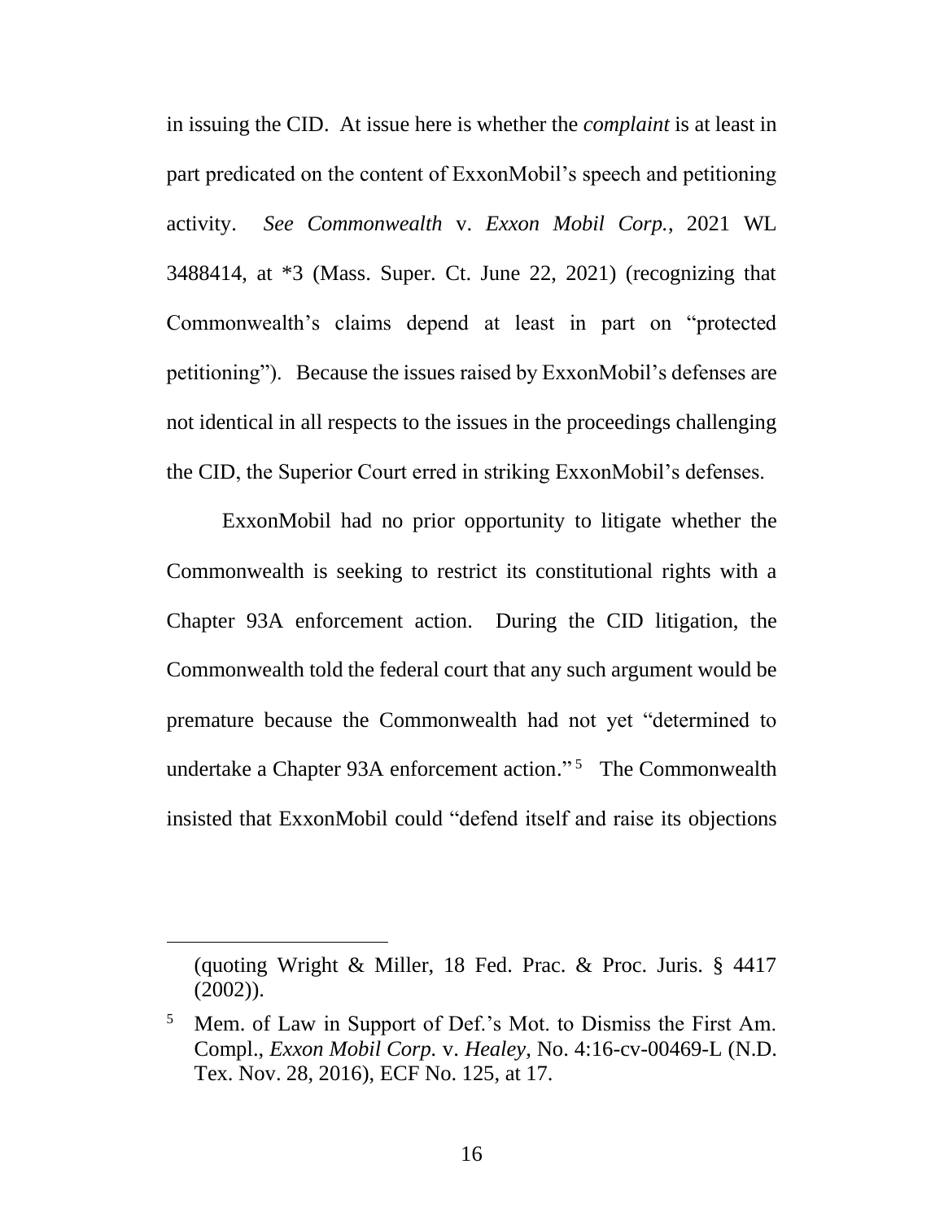in issuing the CID. At issue here is whether the *complaint* is at least in part predicated on the content of ExxonMobil's speech and petitioning activity. *See Commonwealth* v. *Exxon Mobil Corp.*, 2021 WL 3488414, at *3 (Mass. Super. Ct. June 22, 2021) (recognizing that Commonwealth's claims depend at least in part on "protected petitioning"). Because the issues raised by ExxonMobil's defenses are not identical in all respects to the issues in the proceedings challenging the CID, the Superior Court erred in striking ExxonMobil's defenses.

ExxonMobil had no prior opportunity to litigate whether the Commonwealth is seeking to restrict its constitutional rights with a Chapter 93A enforcement action. During the CID litigation, the Commonwealth told the federal court that any such argument would be premature because the Commonwealth had not yet "determined to undertake a Chapter 93A enforcement action."[5] The Commonwealth insisted that ExxonMobil could "defend itself and raise its objections

---

(quoting Wright & Miller, 18 Fed. Prac. & Proc. Juris. § 4417 (2002)).

[5] Mem. of Law in Support of Def.'s Mot. to Dismiss the First Am. Compl., *Exxon Mobil Corp.* v. *Healey*, No. 4:16-cv-00469-L (N.D. Tex. Nov. 28, 2016), ECF No. 125, at 17.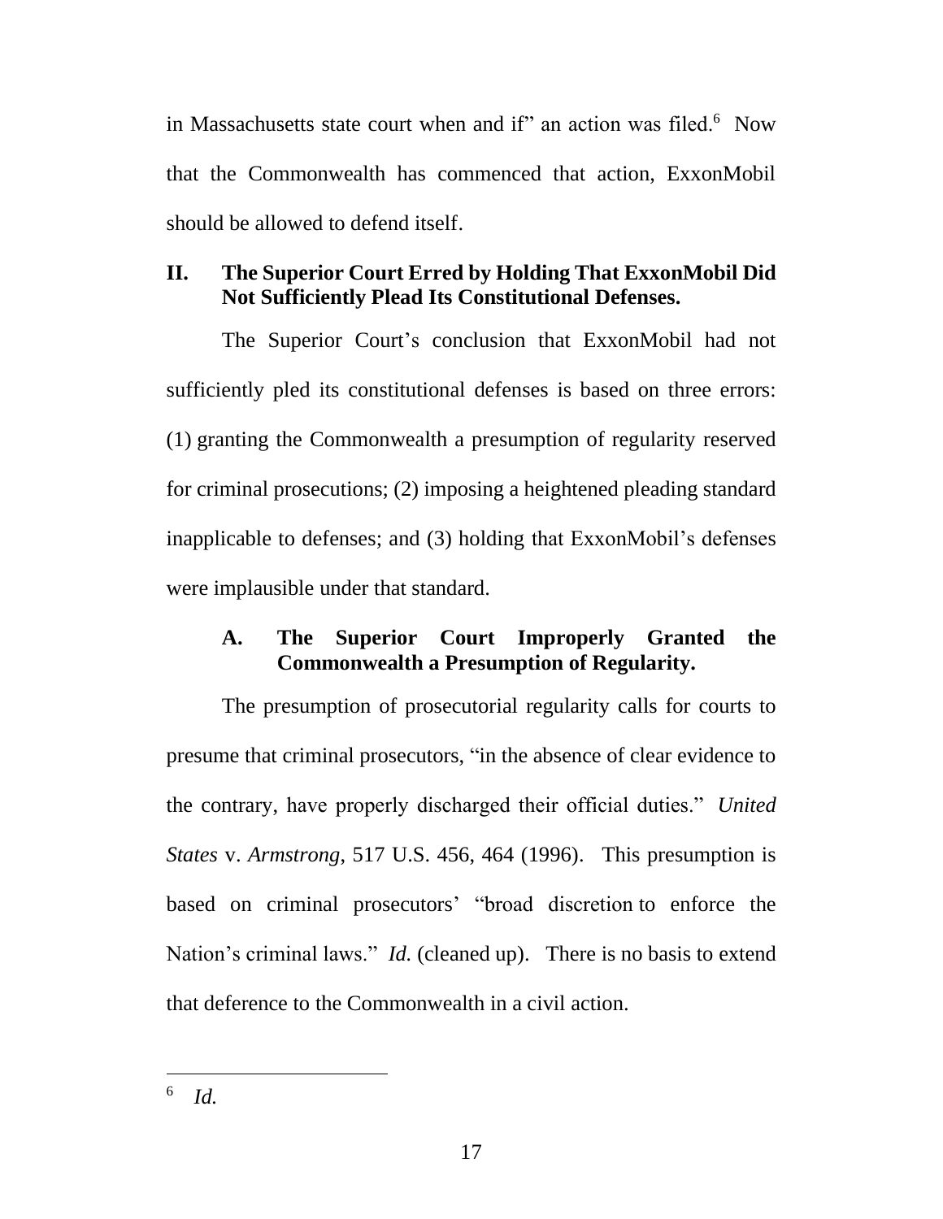in Massachusetts state court when and if" an action was filed.[6] Now that the Commonwealth has commenced that action, ExxonMobil should be allowed to defend itself.

## II. The Superior Court Erred by Holding That ExxonMobil Did Not Sufficiently Plead Its Constitutional Defenses.

The Superior Court's conclusion that ExxonMobil had not sufficiently pled its constitutional defenses is based on three errors: (1) granting the Commonwealth a presumption of regularity reserved for criminal prosecutions; (2) imposing a heightened pleading standard inapplicable to defenses; and (3) holding that ExxonMobil's defenses were implausible under that standard.

### A. The Superior Court Improperly Granted the Commonwealth a Presumption of Regularity.

The presumption of prosecutorial regularity calls for courts to presume that criminal prosecutors, "in the absence of clear evidence to the contrary, have properly discharged their official duties." *United States* v. *Armstrong*, 517 U.S. 456, 464 (1996). This presumption is based on criminal prosecutors' "broad discretion to enforce the Nation's criminal laws." *Id.* (cleaned up). There is no basis to extend that deference to the Commonwealth in a civil action.

---

[6] *Id.*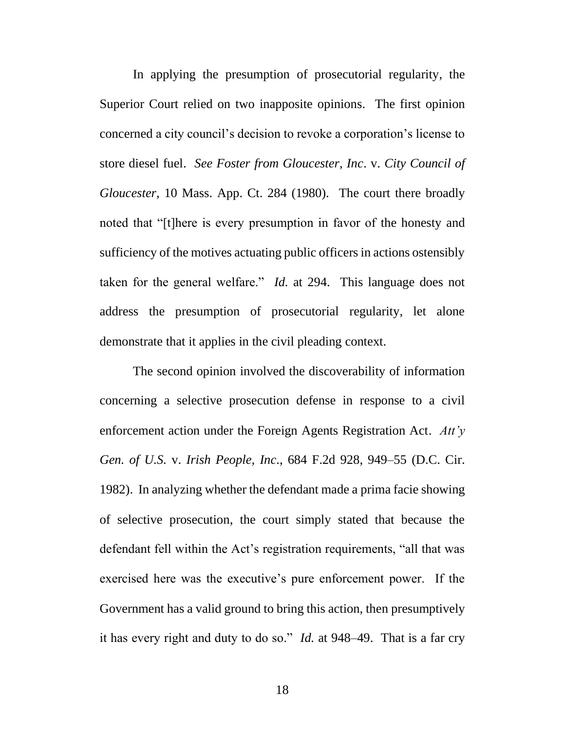In applying the presumption of prosecutorial regularity, the Superior Court relied on two inapposite opinions. The first opinion concerned a city council's decision to revoke a corporation's license to store diesel fuel. *See Foster from Gloucester, Inc*. v. *City Council of Gloucester*, 10 Mass. App. Ct. 284 (1980). The court there broadly noted that "[t]here is every presumption in favor of the honesty and sufficiency of the motives actuating public officers in actions ostensibly taken for the general welfare." *Id.* at 294. This language does not address the presumption of prosecutorial regularity, let alone demonstrate that it applies in the civil pleading context.

The second opinion involved the discoverability of information concerning a selective prosecution defense in response to a civil enforcement action under the Foreign Agents Registration Act. *Att'y Gen. of U.S.* v. *Irish People, Inc*., 684 F.2d 928, 949–55 (D.C. Cir. 1982). In analyzing whether the defendant made a prima facie showing of selective prosecution, the court simply stated that because the defendant fell within the Act's registration requirements, "all that was exercised here was the executive's pure enforcement power. If the Government has a valid ground to bring this action, then presumptively it has every right and duty to do so." *Id.* at 948–49. That is a far cry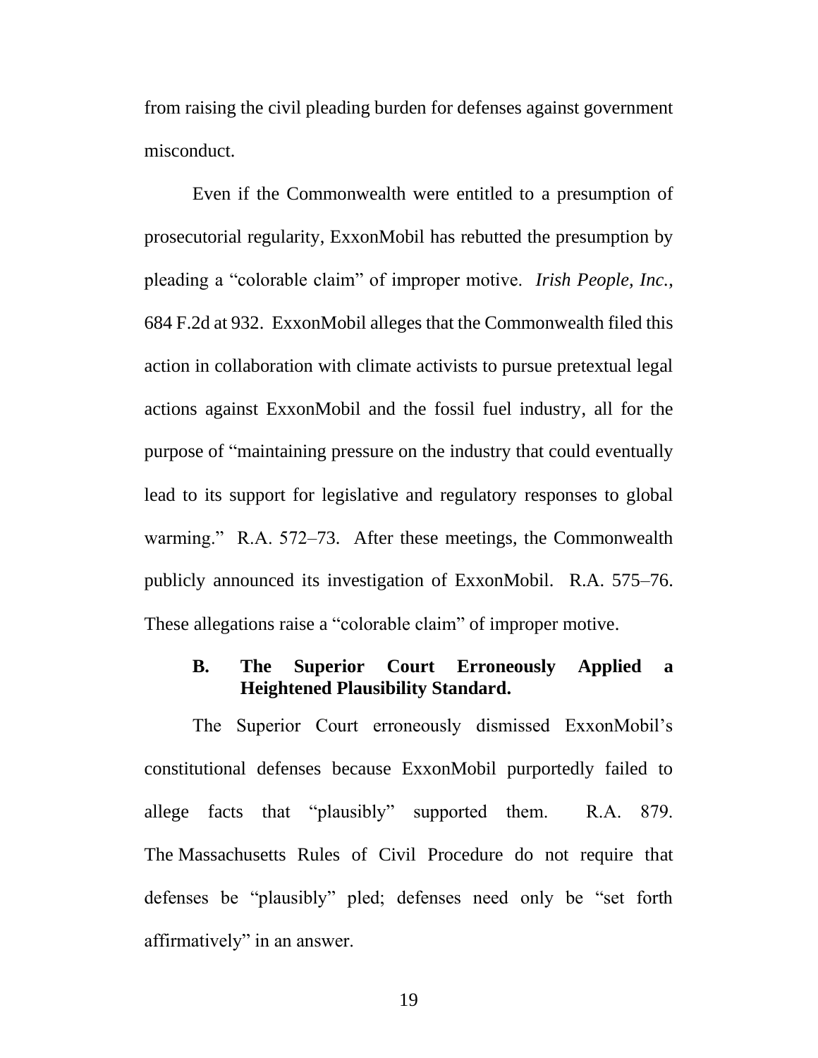from raising the civil pleading burden for defenses against government misconduct.

Even if the Commonwealth were entitled to a presumption of prosecutorial regularity, ExxonMobil has rebutted the presumption by pleading a "colorable claim" of improper motive. *Irish People, Inc.*, 684 F.2d at 932. ExxonMobil alleges that the Commonwealth filed this action in collaboration with climate activists to pursue pretextual legal actions against ExxonMobil and the fossil fuel industry, all for the purpose of "maintaining pressure on the industry that could eventually lead to its support for legislative and regulatory responses to global warming." R.A. 572–73. After these meetings, the Commonwealth publicly announced its investigation of ExxonMobil. R.A. 575–76. These allegations raise a "colorable claim" of improper motive.

### B. The Superior Court Erroneously Applied a Heightened Plausibility Standard.

The Superior Court erroneously dismissed ExxonMobil's constitutional defenses because ExxonMobil purportedly failed to allege facts that "plausibly" supported them. R.A. 879. The Massachusetts Rules of Civil Procedure do not require that defenses be "plausibly" pled; defenses need only be "set forth affirmatively" in an answer.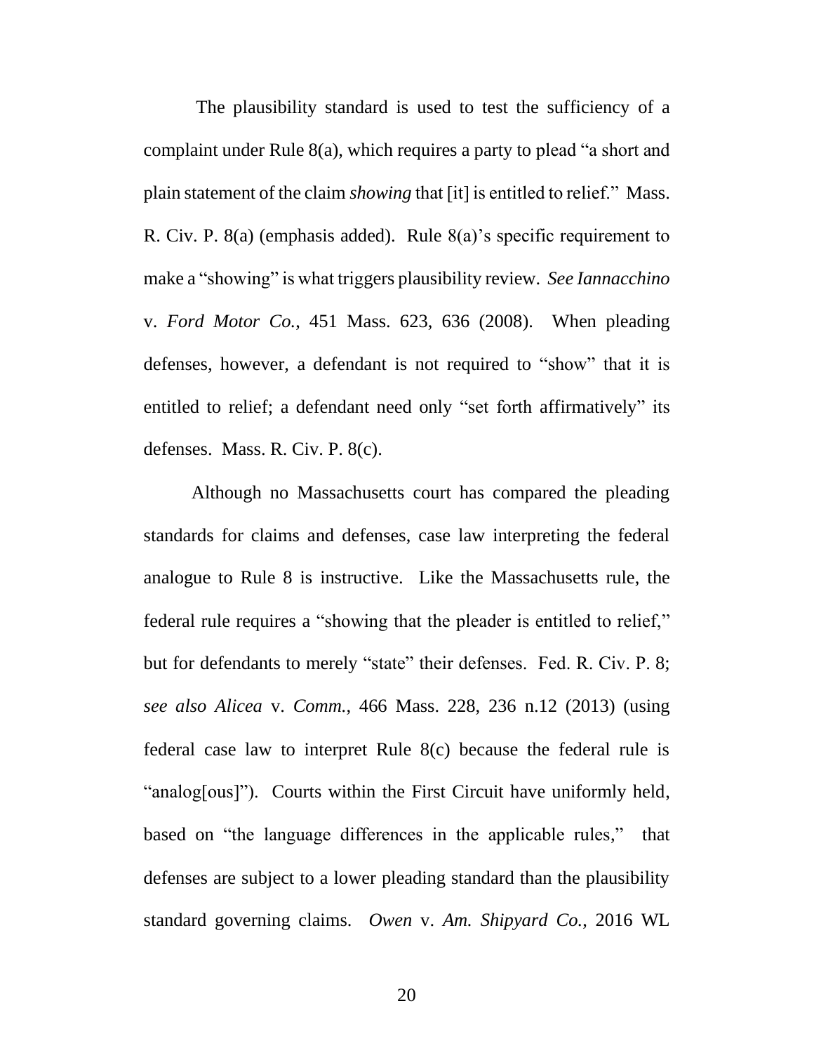The plausibility standard is used to test the sufficiency of a complaint under Rule 8(a), which requires a party to plead "a short and plain statement of the claim *showing* that [it] is entitled to relief." Mass. R. Civ. P. 8(a) (emphasis added). Rule 8(a)'s specific requirement to make a "showing" is what triggers plausibility review. *See Iannacchino* v. *Ford Motor Co.*, 451 Mass. 623, 636 (2008). When pleading defenses, however, a defendant is not required to "show" that it is entitled to relief; a defendant need only "set forth affirmatively" its defenses. Mass. R. Civ. P. 8(c).

Although no Massachusetts court has compared the pleading standards for claims and defenses, case law interpreting the federal analogue to Rule 8 is instructive. Like the Massachusetts rule, the federal rule requires a "showing that the pleader is entitled to relief," but for defendants to merely "state" their defenses. Fed. R. Civ. P. 8; *see also Alicea* v. *Comm.*, 466 Mass. 228, 236 n.12 (2013) (using federal case law to interpret Rule 8(c) because the federal rule is "analog[ous]"). Courts within the First Circuit have uniformly held, based on "the language differences in the applicable rules," that defenses are subject to a lower pleading standard than the plausibility standard governing claims. *Owen* v. *Am. Shipyard Co.*, 2016 WL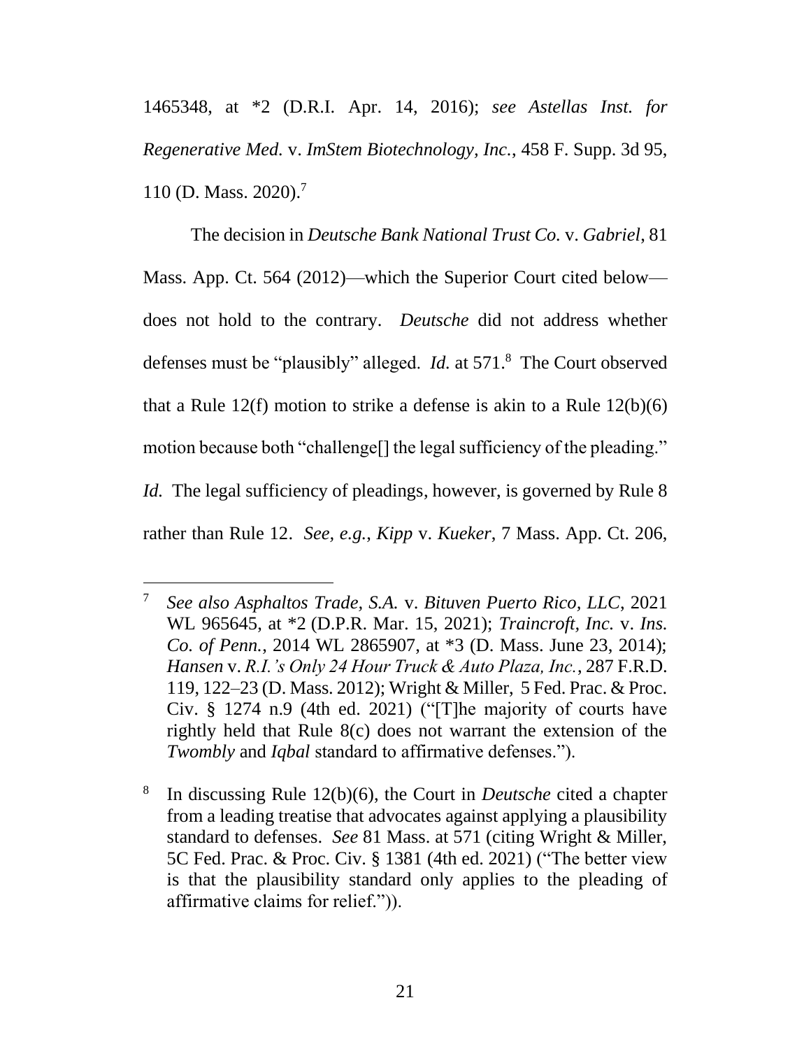1465348, at *2 (D.R.I. Apr. 14, 2016); *see Astellas Inst. for Regenerative Med.* v. *ImStem Biotechnology, Inc.*, 458 F. Supp. 3d 95, 110 (D. Mass. 2020).[7]

The decision in *Deutsche Bank National Trust Co.* v. *Gabriel*, 81 Mass. App. Ct. 564 (2012)—which the Superior Court cited below—does not hold to the contrary. *Deutsche* did not address whether defenses must be "plausibly" alleged. *Id.* at 571.[8] The Court observed that a Rule 12(f) motion to strike a defense is akin to a Rule 12(b)(6) motion because both "challenge[] the legal sufficiency of the pleading." *Id.* The legal sufficiency of pleadings, however, is governed by Rule 8 rather than Rule 12. *See, e.g.*, *Kipp* v. *Kueker*, 7 Mass. App. Ct. 206,

---

[7] *See also Asphaltos Trade, S.A.* v. *Bituven Puerto Rico, LLC*, 2021 WL 965645, at *2 (D.P.R. Mar. 15, 2021); *Traincroft, Inc.* v. *Ins. Co. of Penn.*, 2014 WL 2865907, at *3 (D. Mass. June 23, 2014); *Hansen* v. *R.I.'s Only 24 Hour Truck & Auto Plaza, Inc.*, 287 F.R.D. 119, 122–23 (D. Mass. 2012); Wright & Miller, 5 Fed. Prac. & Proc. Civ. § 1274 n.9 (4th ed. 2021) ("[T]he majority of courts have rightly held that Rule 8(c) does not warrant the extension of the *Twombly* and *Iqbal* standard to affirmative defenses.").

[8] In discussing Rule 12(b)(6), the Court in *Deutsche* cited a chapter from a leading treatise that advocates against applying a plausibility standard to defenses. *See* 81 Mass. at 571 (citing Wright & Miller, 5C Fed. Prac. & Proc. Civ. § 1381 (4th ed. 2021) ("The better view is that the plausibility standard only applies to the pleading of affirmative claims for relief.")).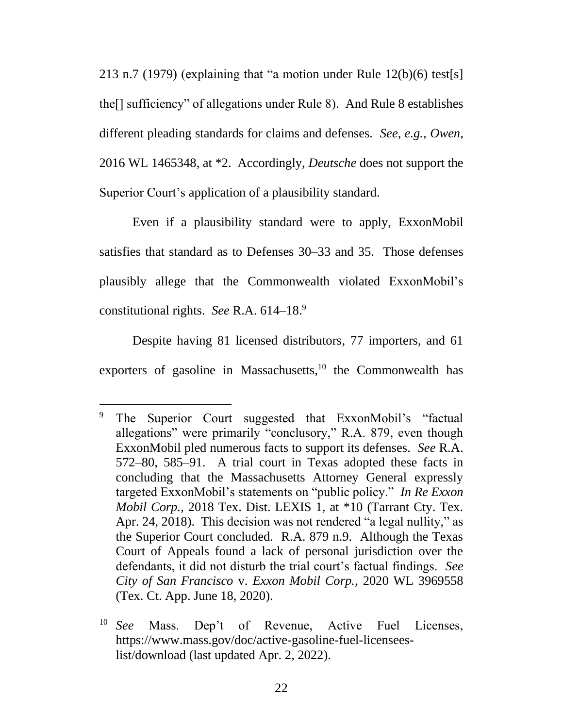213 n.7 (1979) (explaining that "a motion under Rule 12(b)(6) test[s] the[] sufficiency" of allegations under Rule 8). And Rule 8 establishes different pleading standards for claims and defenses. *See, e.g.*, *Owen*, 2016 WL 1465348, at *2. Accordingly, *Deutsche* does not support the Superior Court's application of a plausibility standard.

Even if a plausibility standard were to apply, ExxonMobil satisfies that standard as to Defenses 30–33 and 35. Those defenses plausibly allege that the Commonwealth violated ExxonMobil's constitutional rights. *See* R.A. 614–18.[9]

Despite having 81 licensed distributors, 77 importers, and 61 exporters of gasoline in Massachusetts,[10] the Commonwealth has

---

[9] The Superior Court suggested that ExxonMobil's "factual allegations" were primarily "conclusory," R.A. 879, even though ExxonMobil pled numerous facts to support its defenses. *See* R.A. 572–80, 585–91. A trial court in Texas adopted these facts in concluding that the Massachusetts Attorney General expressly targeted ExxonMobil's statements on "public policy." *In Re Exxon Mobil Corp.*, 2018 Tex. Dist. LEXIS 1, at *10 (Tarrant Cty. Tex. Apr. 24, 2018). This decision was not rendered "a legal nullity," as the Superior Court concluded. R.A. 879 n.9. Although the Texas Court of Appeals found a lack of personal jurisdiction over the defendants, it did not disturb the trial court's factual findings. *See City of San Francisco* v. *Exxon Mobil Corp.*, 2020 WL 3969558 (Tex. Ct. App. June 18, 2020).

[10] *See* Mass. Dep't of Revenue, Active Fuel Licenses, https://www.mass.gov/doc/active-gasoline-fuel-licensees-list/download (last updated Apr. 2, 2022).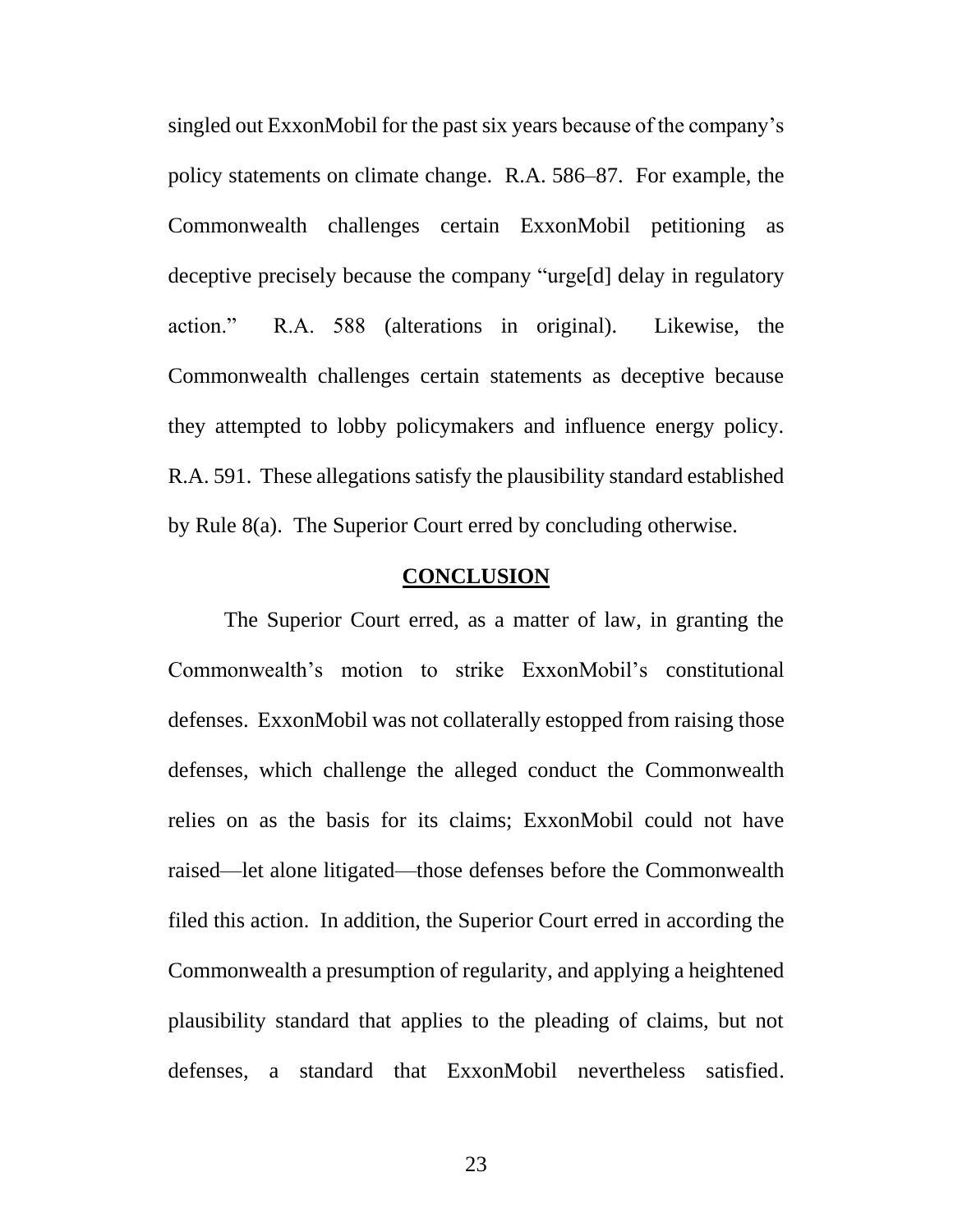singled out ExxonMobil for the past six years because of the company's policy statements on climate change. R.A. 586–87. For example, the Commonwealth challenges certain ExxonMobil petitioning as deceptive precisely because the company "urge[d] delay in regulatory action." R.A. 588 (alterations in original). Likewise, the Commonwealth challenges certain statements as deceptive because they attempted to lobby policymakers and influence energy policy. R.A. 591. These allegations satisfy the plausibility standard established by Rule 8(a). The Superior Court erred by concluding otherwise.

## CONCLUSION

The Superior Court erred, as a matter of law, in granting the Commonwealth's motion to strike ExxonMobil's constitutional defenses. ExxonMobil was not collaterally estopped from raising those defenses, which challenge the alleged conduct the Commonwealth relies on as the basis for its claims; ExxonMobil could not have raised—let alone litigated—those defenses before the Commonwealth filed this action. In addition, the Superior Court erred in according the Commonwealth a presumption of regularity, and applying a heightened plausibility standard that applies to the pleading of claims, but not defenses, a standard that ExxonMobil nevertheless satisfied.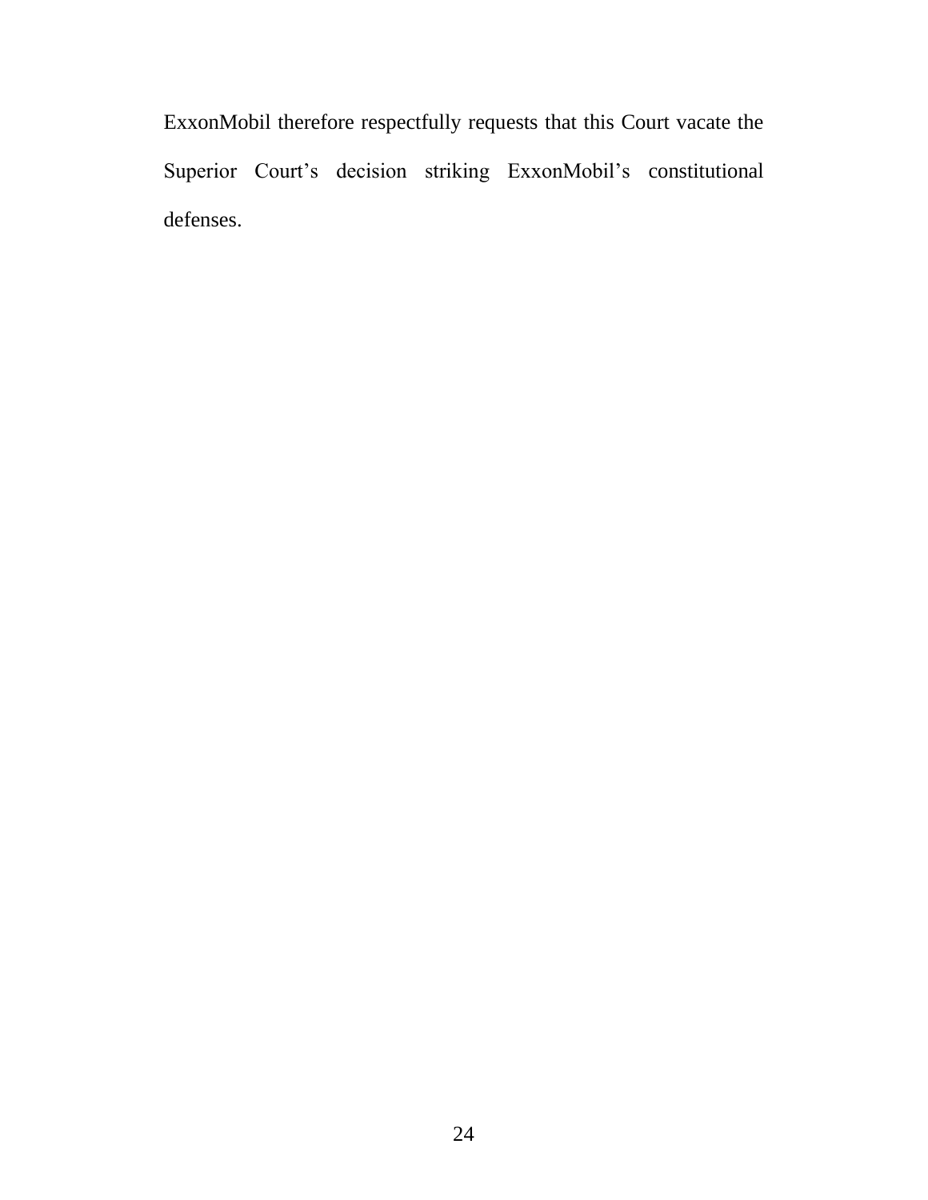ExxonMobil therefore respectfully requests that this Court vacate the Superior Court's decision striking ExxonMobil's constitutional defenses.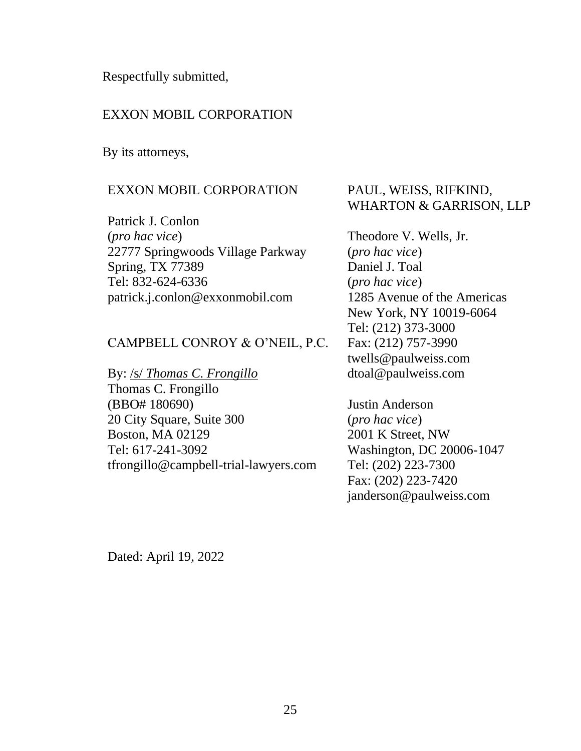Respectfully submitted,

EXXON MOBIL CORPORATION

By its attorneys,

EXXON MOBIL CORPORATION

Patrick J. Conlon
(*pro hac vice*)
22777 Springwoods Village Parkway
Spring, TX 77389
Tel: 832-624-6336
patrick.j.conlon@exxonmobil.com

CAMPBELL CONROY & O'NEIL, P.C.

By: /s/ *Thomas C. Frongillo*
Thomas C. Frongillo
(BBO# 180690)
20 City Square, Suite 300
Boston, MA 02129
Tel: 617-241-3092
tfrongillo@campbell-trial-lawyers.com

PAUL, WEISS, RIFKIND, WHARTON & GARRISON, LLP

Theodore V. Wells, Jr.
(*pro hac vice*)
Daniel J. Toal
(*pro hac vice*)
1285 Avenue of the Americas
New York, NY 10019-6064
Tel: (212) 373-3000
Fax: (212) 757-3990
twells@paulweiss.com
dtoal@paulweiss.com

Justin Anderson
(*pro hac vice*)
2001 K Street, NW
Washington, DC 20006-1047
Tel: (202) 223-7300
Fax: (202) 223-7420
janderson@paulweiss.com

Dated: April 19, 2022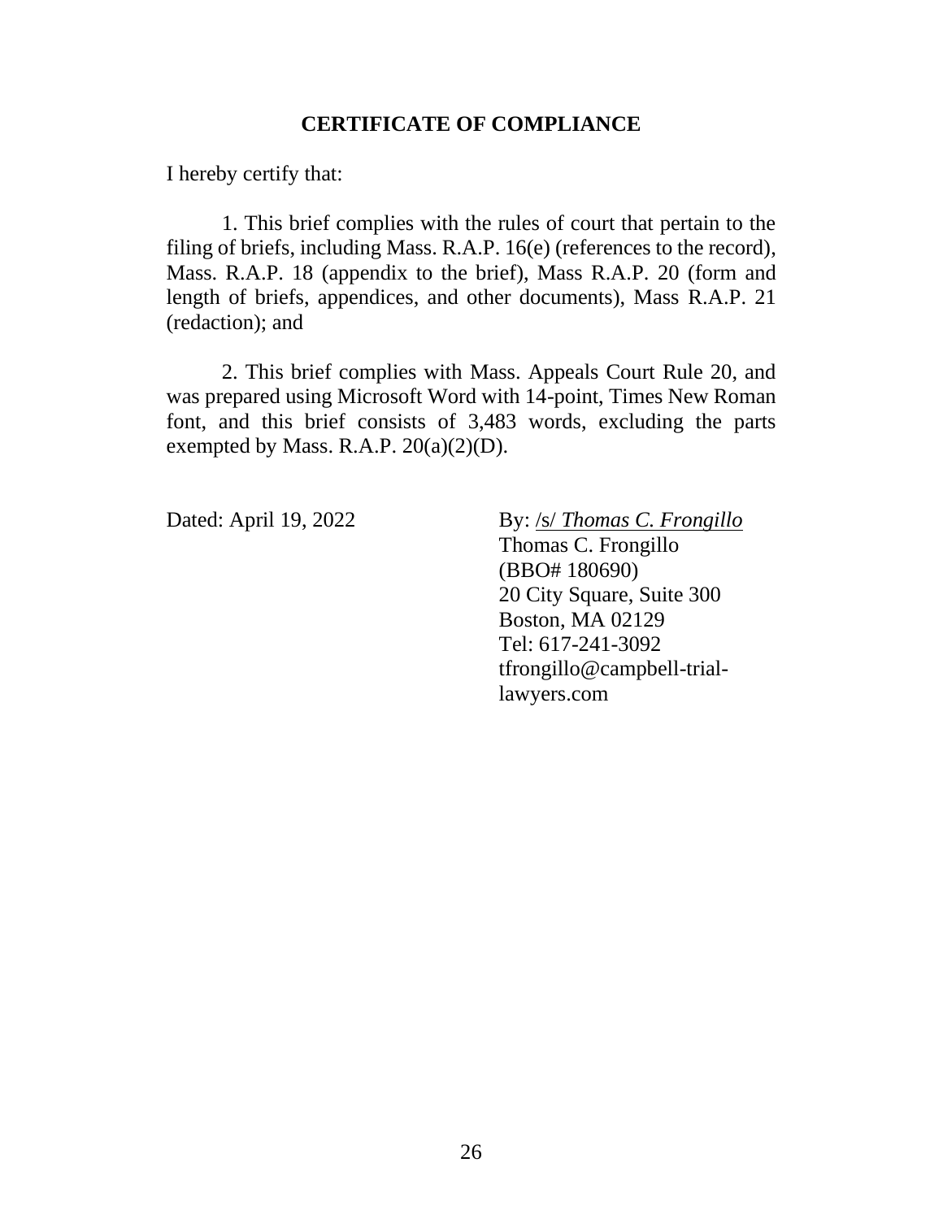## CERTIFICATE OF COMPLIANCE

I hereby certify that:

1. This brief complies with the rules of court that pertain to the filing of briefs, including Mass. R.A.P. 16(e) (references to the record), Mass. R.A.P. 18 (appendix to the brief), Mass R.A.P. 20 (form and length of briefs, appendices, and other documents), Mass R.A.P. 21 (redaction); and

2. This brief complies with Mass. Appeals Court Rule 20, and was prepared using Microsoft Word with 14-point, Times New Roman font, and this brief consists of 3,483 words, excluding the parts exempted by Mass. R.A.P. 20(a)(2)(D).

Dated: April 19, 2022

By: /s/ *Thomas C. Frongillo*
Thomas C. Frongillo
(BBO# 180690)
20 City Square, Suite 300
Boston, MA 02129
Tel: 617-241-3092
tfrongillo@campbell-trial-lawyers.com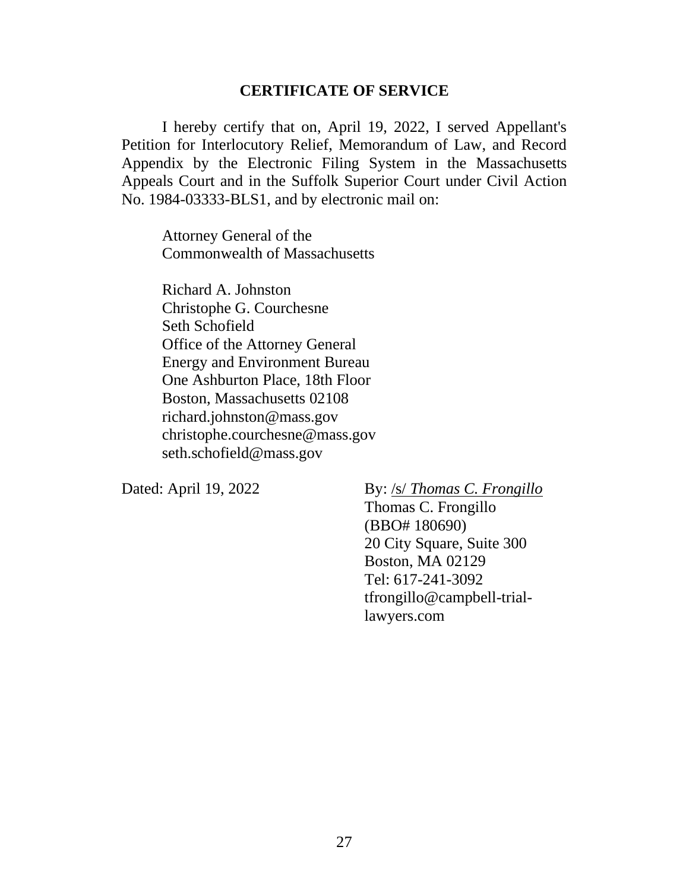## CERTIFICATE OF SERVICE

I hereby certify that on, April 19, 2022, I served Appellant's Petition for Interlocutory Relief, Memorandum of Law, and Record Appendix by the Electronic Filing System in the Massachusetts Appeals Court and in the Suffolk Superior Court under Civil Action No. 1984-03333-BLS1, and by electronic mail on:

Attorney General of the
Commonwealth of Massachusetts

Richard A. Johnston
Christophe G. Courchesne
Seth Schofield
Office of the Attorney General
Energy and Environment Bureau
One Ashburton Place, 18th Floor
Boston, Massachusetts 02108
richard.johnston@mass.gov
christophe.courchesne@mass.gov
seth.schofield@mass.gov

Dated: April 19, 2022

By: /s/ *Thomas C. Frongillo*
Thomas C. Frongillo
(BBO# 180690)
20 City Square, Suite 300
Boston, MA 02129
Tel: 617-241-3092
tfrongillo@campbell-trial-lawyers.com